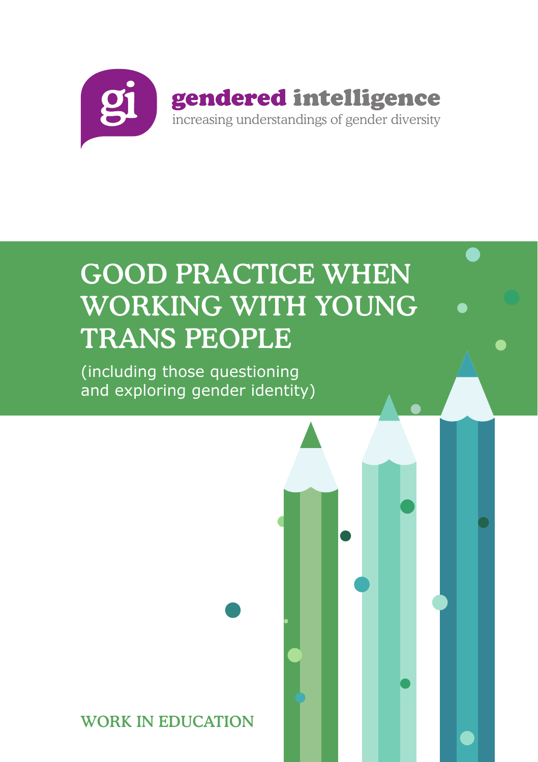gendered intelligence

increasing understandings of gender diversity

# GOOD PRACTICE WHEN WORKING WITH YOUNG TRANS PEOPLE

(including those questioning and exploring gender identity)

WORK IN EDUCATION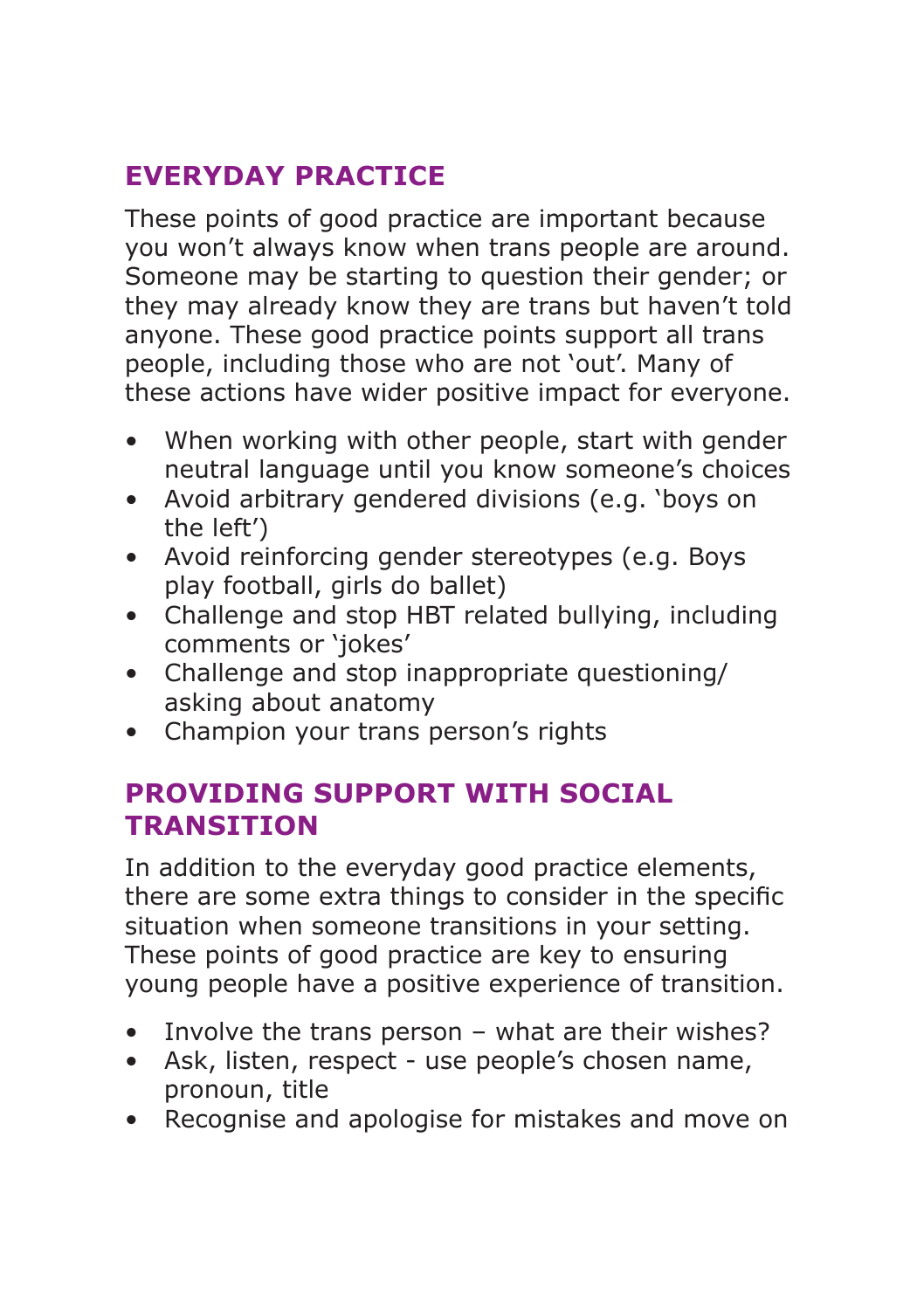## EVERYDAY PRACTICE

These points of good practice are important because you won't always know when trans people are around. Someone may be starting to question their gender; or they may already know they are trans but haven't told anyone. These good practice points support all trans people, including those who are not 'out'. Many of these actions have wider positive impact for everyone.

- When working with other people, start with gender neutral language until you know someone's choices
- Avoid arbitrary gendered divisions (e.g. 'boys on the left')
- Avoid reinforcing gender stereotypes (e.g. Boys play football, girls do ballet)
- Challenge and stop HBT related bullying, including comments or 'jokes'
- Challenge and stop inappropriate questioning/ asking about anatomy
- Champion your trans person's rights

## PROVIDING SUPPORT WITH SOCIAL TRANSITION

In addition to the everyday good practice elements, there are some extra things to consider in the specific situation when someone transitions in your setting. These points of good practice are key to ensuring young people have a positive experience of transition.

- Involve the trans person – what are their wishes?
- Ask, listen, respect - use people's chosen name, pronoun, title
- Recognise and apologise for mistakes and move on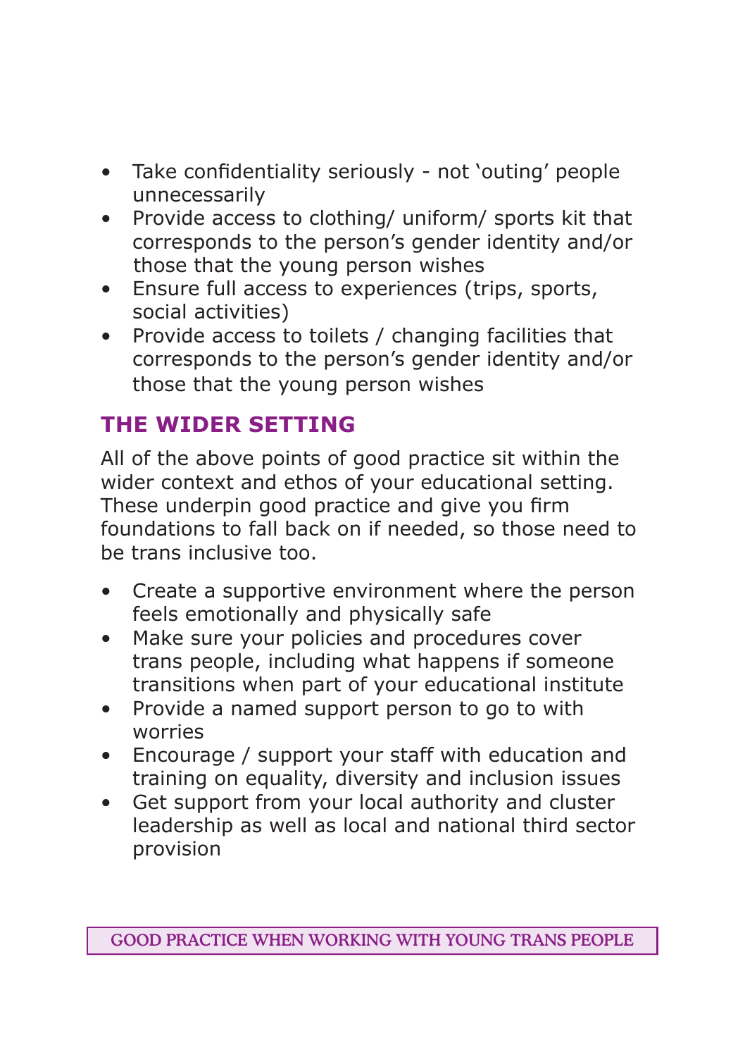- Take confidentiality seriously - not 'outing' people unnecessarily
- Provide access to clothing/ uniform/ sports kit that corresponds to the person's gender identity and/or those that the young person wishes
- Ensure full access to experiences (trips, sports, social activities)
- Provide access to toilets / changing facilities that corresponds to the person's gender identity and/or those that the young person wishes

## THE WIDER SETTING

All of the above points of good practice sit within the wider context and ethos of your educational setting. These underpin good practice and give you firm foundations to fall back on if needed, so those need to be trans inclusive too.

- Create a supportive environment where the person feels emotionally and physically safe
- Make sure your policies and procedures cover trans people, including what happens if someone transitions when part of your educational institute
- Provide a named support person to go to with worries
- Encourage / support your staff with education and training on equality, diversity and inclusion issues
- Get support from your local authority and cluster leadership as well as local and national third sector provision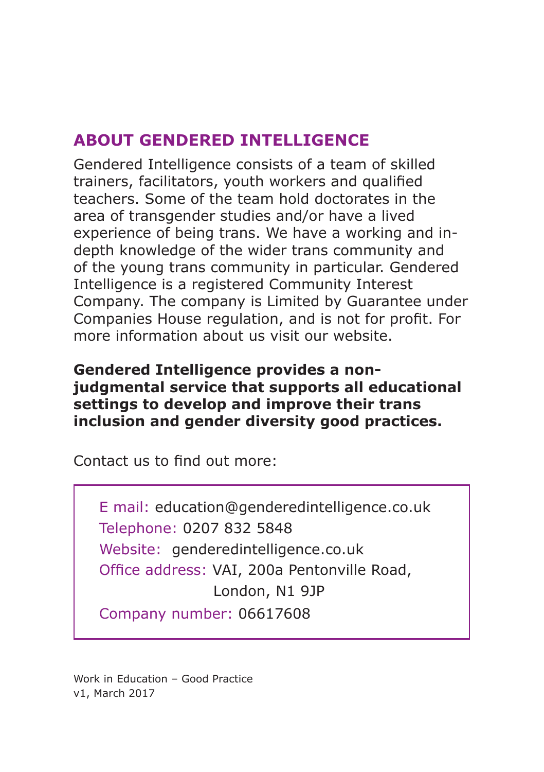## ABOUT GENDERED INTELLIGENCE

Gendered Intelligence consists of a team of skilled trainers, facilitators, youth workers and qualified teachers. Some of the team hold doctorates in the area of transgender studies and/or have a lived experience of being trans. We have a working and in-depth knowledge of the wider trans community and of the young trans community in particular. Gendered Intelligence is a registered Community Interest Company. The company is Limited by Guarantee under Companies House regulation, and is not for profit. For more information about us visit our website.

**Gendered Intelligence provides a non-judgmental service that supports all educational settings to develop and improve their trans inclusion and gender diversity good practices.**

Contact us to find out more:

E mail: education@genderedintelligence.co.uk
Telephone: 0207 832 5848
Website: genderedintelligence.co.uk
Office address: VAI, 200a Pentonville Road, London, N1 9JP
Company number: 06617608

Work in Education – Good Practice
v1, March 2017